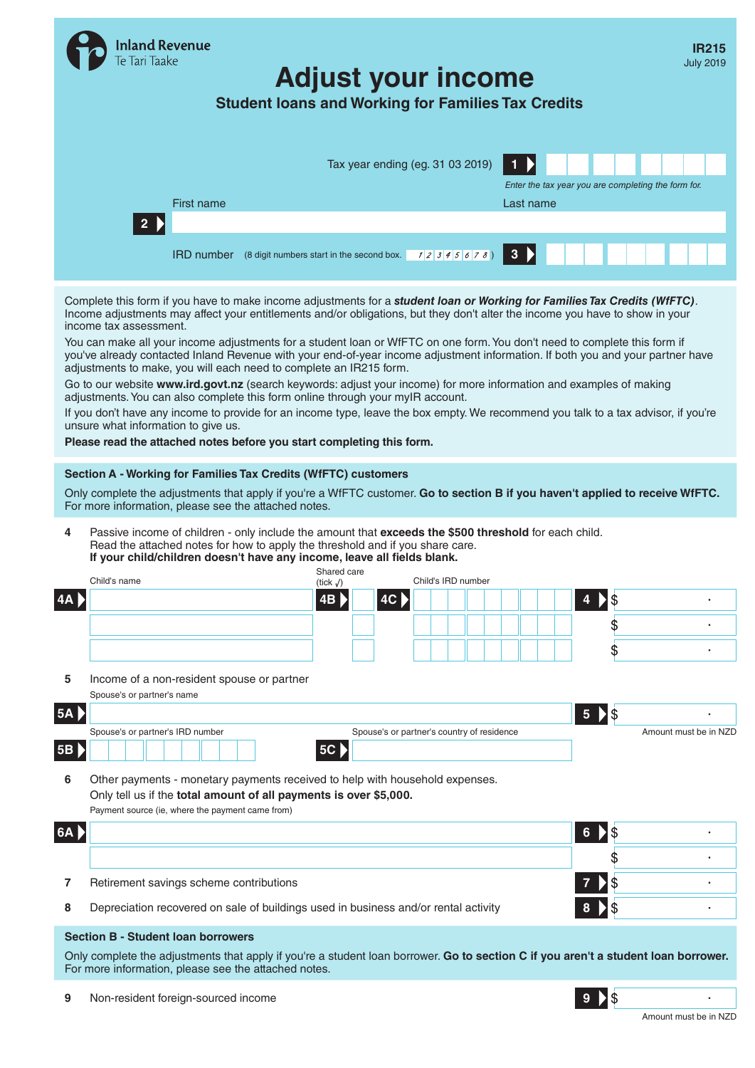Inland Revenue
Te Tari Taake

**IR215**
July 2019

# Adjust your income

## Student loans and Working for Families Tax Credits

Tax year ending (eg. 31 03 2019) **1**

*Enter the tax year you are completing the form for.*

**2** First name | Last name

**3** IRD number (8 digit numbers start in the second box. 1 2 3 4 5 6 7 8 )

Complete this form if you have to make income adjustments for a ***student loan or Working for Families Tax Credits (WfFTC)***. Income adjustments may affect your entitlements and/or obligations, but they don't alter the income you have to show in your income tax assessment.

You can make all your income adjustments for a student loan or WfFTC on one form. You don't need to complete this form if you've already contacted Inland Revenue with your end-of-year income adjustment information. If both you and your partner have adjustments to make, you will each need to complete an IR215 form.

Go to our website **www.ird.govt.nz** (search keywords: adjust your income) for more information and examples of making adjustments. You can also complete this form online through your myIR account.

If you don't have any income to provide for an income type, leave the box empty. We recommend you talk to a tax advisor, if you're unsure what information to give us.

**Please read the attached notes before you start completing this form.**

### Section A - Working for Families Tax Credits (WfFTC) customers

Only complete the adjustments that apply if you're a WfFTC customer. **Go to section B if you haven't applied to receive WfFTC.** For more information, please see the attached notes.

**4** Passive income of children - only include the amount that **exceeds the $500 threshold** for each child. Read the attached notes for how to apply the threshold and if you share care.
**If your child/children doesn't have any income, leave all fields blank.**

| **4A** Child's name | **4B** Shared care (tick √) | **4C** Child's IRD number | **4** |
|---|---|---|---|
| | | | $ . |
| | | | $ . |
| | | | $ . |

**5** Income of a non-resident spouse or partner

**5A** Spouse's or partner's name | **5** $ .

**5B** Spouse's or partner's IRD number | **5C** Spouse's or partner's country of residence | Amount must be in NZD

**6** Other payments - monetary payments received to help with household expenses.
Only tell us if the **total amount of all payments is over $5,000.**

| **6A** Payment source (ie, where the payment came from) | **6** |
|---|---|
| | $ . |
| | $ . |

**7** Retirement savings scheme contributions **7** $ .

**8** Depreciation recovered on sale of buildings used in business and/or rental activity **8** $ .

### Section B - Student loan borrowers

Only complete the adjustments that apply if you're a student loan borrower. **Go to section C if you aren't a student loan borrower.** For more information, please see the attached notes.

**9** Non-resident foreign-sourced income **9** $ .

Amount must be in NZD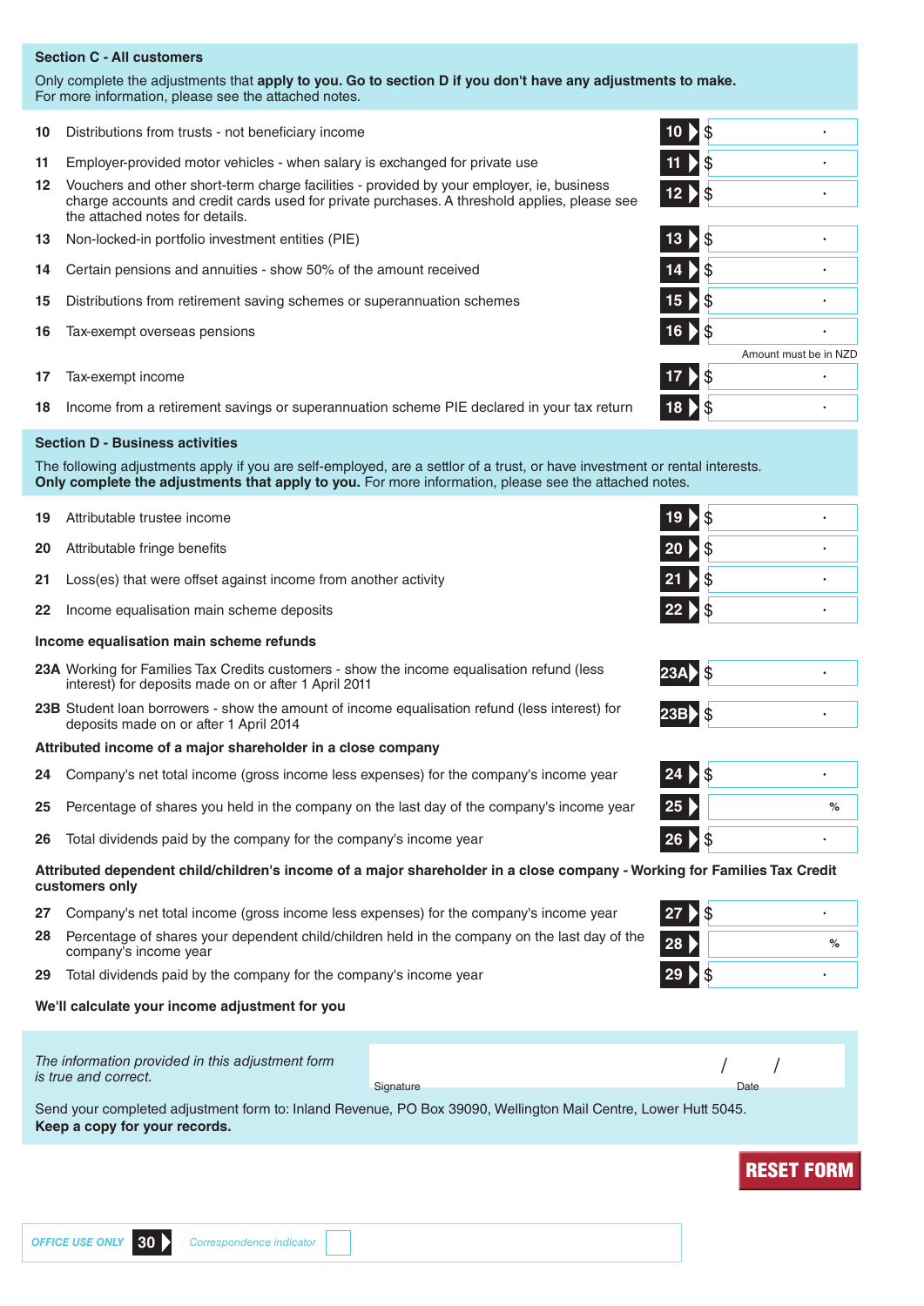## Section C - All customers

Only complete the adjustments that **apply to you. Go to section D if you don't have any adjustments to make.**
For more information, please see the attached notes.

| | | | |
|---|---|---|---|
| 10 | Distributions from trusts - not beneficiary income | 10 | $ . |
| 11 | Employer-provided motor vehicles - when salary is exchanged for private use | 11 | $ . |
| 12 | Vouchers and other short-term charge facilities - provided by your employer, ie, business charge accounts and credit cards used for private purchases. A threshold applies, please see the attached notes for details. | 12 | $ . |
| 13 | Non-locked-in portfolio investment entities (PIE) | 13 | $ . |
| 14 | Certain pensions and annuities - show 50% of the amount received | 14 | $ . |
| 15 | Distributions from retirement saving schemes or superannuation schemes | 15 | $ . |
| 16 | Tax-exempt overseas pensions | 16 | $ . (Amount must be in NZD) |
| 17 | Tax-exempt income | 17 | $ . |
| 18 | Income from a retirement savings or superannuation scheme PIE declared in your tax return | 18 | $ . |

## Section D - Business activities

The following adjustments apply if you are self-employed, are a settlor of a trust, or have investment or rental interests.
**Only complete the adjustments that apply to you.** For more information, please see the attached notes.

| | | | |
|---|---|---|---|
| 19 | Attributable trustee income | 19 | $ . |
| 20 | Attributable fringe benefits | 20 | $ . |
| 21 | Loss(es) that were offset against income from another activity | 21 | $ . |
| 22 | Income equalisation main scheme deposits | 22 | $ . |

**Income equalisation main scheme refunds**

| | | | |
|---|---|---|---|
| 23A | Working for Families Tax Credits customers - show the income equalisation refund (less interest) for deposits made on or after 1 April 2011 | 23A | $ . |
| 23B | Student loan borrowers - show the amount of income equalisation refund (less interest) for deposits made on or after 1 April 2014 | 23B | $ . |

**Attributed income of a major shareholder in a close company**

| | | | |
|---|---|---|---|
| 24 | Company's net total income (gross income less expenses) for the company's income year | 24 | $ . |
| 25 | Percentage of shares you held in the company on the last day of the company's income year | 25 | % |
| 26 | Total dividends paid by the company for the company's income year | 26 | $ . |

**Attributed dependent child/children's income of a major shareholder in a close company - Working for Families Tax Credit customers only**

| | | | |
|---|---|---|---|
| 27 | Company's net total income (gross income less expenses) for the company's income year | 27 | $ . |
| 28 | Percentage of shares your dependent child/children held in the company on the last day of the company's income year | 28 | % |
| 29 | Total dividends paid by the company for the company's income year | 29 | $ . |

**We'll calculate your income adjustment for you**

*The information provided in this adjustment form is true and correct.*

Signature ____________________ Date / /

Send your completed adjustment form to: Inland Revenue, PO Box 39090, Wellington Mail Centre, Lower Hutt 5045.
**Keep a copy for your records.**

RESET FORM

*OFFICE USE ONLY* 30 *Correspondence indicator*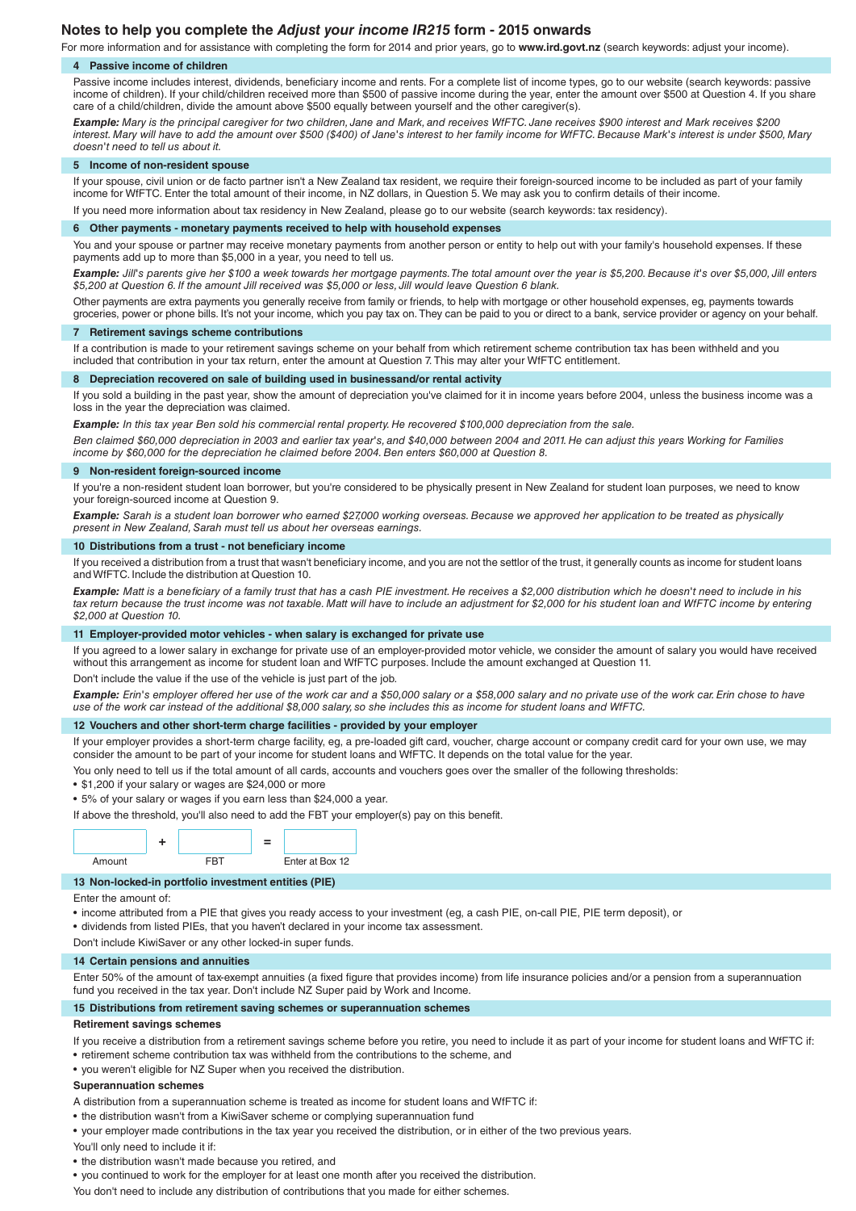# Notes to help you complete the *Adjust your income IR215* form - 2015 onwards

For more information and for assistance with completing the form for 2014 and prior years, go to **www.ird.govt.nz** (search keywords: adjust your income).

## 4 Passive income of children

Passive income includes interest, dividends, beneficiary income and rents. For a complete list of income types, go to our website (search keywords: passive income of children). If your child/children received more than $500 of passive income during the year, enter the amount over $500 at Question 4. If you share care of a child/children, divide the amount above $500 equally between yourself and the other caregiver(s).

***Example:*** *Mary is the principal caregiver for two children, Jane and Mark, and receives WfFTC. Jane receives $900 interest and Mark receives $200 interest. Mary will have to add the amount over $500 ($400) of Jane's interest to her family income for WfFTC. Because Mark's interest is under $500, Mary doesn't need to tell us about it.*

## 5 Income of non-resident spouse

If your spouse, civil union or de facto partner isn't a New Zealand tax resident, we require their foreign-sourced income to be included as part of your family income for WfFTC. Enter the total amount of their income, in NZ dollars, in Question 5. We may ask you to confirm details of their income.

If you need more information about tax residency in New Zealand, please go to our website (search keywords: tax residency).

## 6 Other payments - monetary payments received to help with household expenses

You and your spouse or partner may receive monetary payments from another person or entity to help out with your family's household expenses. If these payments add up to more than $5,000 in a year, you need to tell us.

***Example:*** *Jill's parents give her $100 a week towards her mortgage payments. The total amount over the year is $5,200. Because it's over $5,000, Jill enters $5,200 at Question 6. If the amount Jill received was $5,000 or less, Jill would leave Question 6 blank.*

Other payments are extra payments you generally receive from family or friends, to help with mortgage or other household expenses, eg, payments towards groceries, power or phone bills. It's not your income, which you pay tax on. They can be paid to you or direct to a bank, service provider or agency on your behalf.

## 7 Retirement savings scheme contributions

If a contribution is made to your retirement savings scheme on your behalf from which retirement scheme contribution tax has been withheld and you included that contribution in your tax return, enter the amount at Question 7. This may alter your WfFTC entitlement.

## 8 Depreciation recovered on sale of building used in businessand/or rental activity

If you sold a building in the past year, show the amount of depreciation you've claimed for it in income years before 2004, unless the business income was a loss in the year the depreciation was claimed.

***Example:*** *In this tax year Ben sold his commercial rental property. He recovered $100,000 depreciation from the sale.*

*Ben claimed $60,000 depreciation in 2003 and earlier tax year's, and $40,000 between 2004 and 2011. He can adjust this years Working for Families income by $60,000 for the depreciation he claimed before 2004. Ben enters $60,000 at Question 8.*

## 9 Non-resident foreign-sourced income

If you're a non-resident student loan borrower, but you're considered to be physically present in New Zealand for student loan purposes, we need to know your foreign-sourced income at Question 9.

***Example:*** *Sarah is a student loan borrower who earned $27,000 working overseas. Because we approved her application to be treated as physically present in New Zealand, Sarah must tell us about her overseas earnings.*

## 10 Distributions from a trust - not beneficiary income

If you received a distribution from a trust that wasn't beneficiary income, and you are not the settlor of the trust, it generally counts as income for student loans and WfFTC. Include the distribution at Question 10.

***Example:*** *Matt is a beneficiary of a family trust that has a cash PIE investment. He receives a $2,000 distribution which he doesn't need to include in his tax return because the trust income was not taxable. Matt will have to include an adjustment for $2,000 for his student loan and WfFTC income by entering $2,000 at Question 10.*

## 11 Employer-provided motor vehicles - when salary is exchanged for private use

If you agreed to a lower salary in exchange for private use of an employer-provided motor vehicle, we consider the amount of salary you would have received without this arrangement as income for student loan and WfFTC purposes. Include the amount exchanged at Question 11.

Don't include the value if the use of the vehicle is just part of the job.

***Example:*** *Erin's employer offered her use of the work car and a $50,000 salary or a $58,000 salary and no private use of the work car. Erin chose to have use of the work car instead of the additional $8,000 salary, so she includes this as income for student loans and WfFTC.*

## 12 Vouchers and other short-term charge facilities - provided by your employer

If your employer provides a short-term charge facility, eg, a pre-loaded gift card, voucher, charge account or company credit card for your own use, we may consider the amount to be part of your income for student loans and WfFTC. It depends on the total value for the year.

You only need to tell us if the total amount of all cards, accounts and vouchers goes over the smaller of the following thresholds:

- $1,200 if your salary or wages are $24,000 or more
- 5% of your salary or wages if you earn less than $24,000 a year.

If above the threshold, you'll also need to add the FBT your employer(s) pay on this benefit.

| | | | | |
|---|---|---|---|---|
| | + | | = | |
| Amount | | FBT | | Enter at Box 12 |

## 13 Non-locked-in portfolio investment entities (PIE)

Enter the amount of:

- income attributed from a PIE that gives you ready access to your investment (eg, a cash PIE, on-call PIE, PIE term deposit), or
- dividends from listed PIEs, that you haven't declared in your income tax assessment.

Don't include KiwiSaver or any other locked-in super funds.

## 14 Certain pensions and annuities

Enter 50% of the amount of tax-exempt annuities (a fixed figure that provides income) from life insurance policies and/or a pension from a superannuation fund you received in the tax year. Don't include NZ Super paid by Work and Income.

## 15 Distributions from retirement saving schemes or superannuation schemes

### Retirement savings schemes

If you receive a distribution from a retirement savings scheme before you retire, you need to include it as part of your income for student loans and WfFTC if:

- retirement scheme contribution tax was withheld from the contributions to the scheme, and
- you weren't eligible for NZ Super when you received the distribution.

### Superannuation schemes

A distribution from a superannuation scheme is treated as income for student loans and WfFTC if:

- the distribution wasn't from a KiwiSaver scheme or complying superannuation fund
- your employer made contributions in the tax year you received the distribution, or in either of the two previous years.

You'll only need to include it if:

- the distribution wasn't made because you retired, and
- you continued to work for the employer for at least one month after you received the distribution.

You don't need to include any distribution of contributions that you made for either schemes.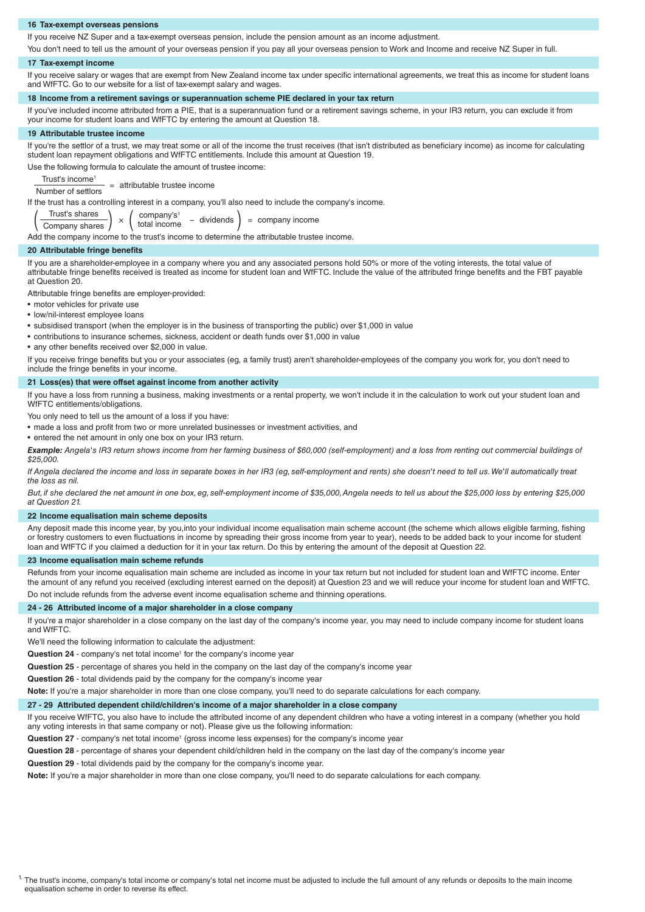## 16 Tax-exempt overseas pensions

If you receive NZ Super and a tax-exempt overseas pension, include the pension amount as an income adjustment.

You don't need to tell us the amount of your overseas pension if you pay all your overseas pension to Work and Income and receive NZ Super in full.

## 17 Tax-exempt income

If you receive salary or wages that are exempt from New Zealand income tax under specific international agreements, we treat this as income for student loans and WfFTC. Go to our website for a list of tax-exempt salary and wages.

## 18 Income from a retirement savings or superannuation scheme PIE declared in your tax return

If you've included income attributed from a PIE, that is a superannuation fund or a retirement savings scheme, in your IR3 return, you can exclude it from your income for student loans and WfFTC by entering the amount at Question 18.

## 19 Attributable trustee income

If you're the settlor of a trust, we may treat some or all of the income the trust receives (that isn't distributed as beneficiary income) as income for calculating student loan repayment obligations and WfFTC entitlements. Include this amount at Question 19.

Use the following formula to calculate the amount of trustee income:

$$\frac{\text{Trust's income}^{1}}{\text{Number of settlors}} = \text{attributable trustee income}$$

If the trust has a controlling interest in a company, you'll also need to include the company's income.

$$\left(\frac{\text{Trust's shares}}{\text{Company shares}}\right) \times \left(\text{company's}^{1}\ \text{total income} - \text{dividends}\right) = \text{company income}$$

Add the company income to the trust's income to determine the attributable trustee income.

## 20 Attributable fringe benefits

If you are a shareholder-employee in a company where you and any associated persons hold 50% or more of the voting interests, the total value of attributable fringe benefits received is treated as income for student loan and WfFTC. Include the value of the attributed fringe benefits and the FBT payable at Question 20.

Attributable fringe benefits are employer-provided:

- motor vehicles for private use
- low/nil-interest employee loans
- subsidised transport (when the employer is in the business of transporting the public) over $1,000 in value
- contributions to insurance schemes, sickness, accident or death funds over $1,000 in value
- any other benefits received over $2,000 in value.

If you receive fringe benefits but you or your associates (eg, a family trust) aren't shareholder-employees of the company you work for, you don't need to include the fringe benefits in your income.

## 21 Loss(es) that were offset against income from another activity

If you have a loss from running a business, making investments or a rental property, we won't include it in the calculation to work out your student loan and WfFTC entitlements/obligations.

You only need to tell us the amount of a loss if you have:

- made a loss and profit from two or more unrelated businesses or investment activities, and
- entered the net amount in only one box on your IR3 return.

***Example:*** *Angela's IR3 return shows income from her farming business of $60,000 (self-employment) and a loss from renting out commercial buildings of $25,000.*

*If Angela declared the income and loss in separate boxes in her IR3 (eg, self-employment and rents) she doesn't need to tell us. We'll automatically treat the loss as nil.*

*But, if she declared the net amount in one box, eg, self-employment income of $35,000, Angela needs to tell us about the $25,000 loss by entering $25,000 at Question 21.*

## 22 Income equalisation main scheme deposits

Any deposit made this income year, by you,into your individual income equalisation main scheme account (the scheme which allows eligible farming, fishing or forestry customers to even fluctuations in income by spreading their gross income from year to year), needs to be added back to your income for student loan and WfFTC if you claimed a deduction for it in your tax return. Do this by entering the amount of the deposit at Question 22.

## 23 Income equalisation main scheme refunds

Refunds from your income equalisation main scheme are included as income in your tax return but not included for student loan and WfFTC income. Enter the amount of any refund you received (excluding interest earned on the deposit) at Question 23 and we will reduce your income for student loan and WfFTC.

Do not include refunds from the adverse event income equalisation scheme and thinning operations.

## 24 - 26 Attributed income of a major shareholder in a close company

If you're a major shareholder in a close company on the last day of the company's income year, you may need to include company income for student loans and WfFTC.

We'll need the following information to calculate the adjustment:

**Question 24** - company's net total income[1] for the company's income year

**Question 25** - percentage of shares you held in the company on the last day of the company's income year

**Question 26** - total dividends paid by the company for the company's income year

**Note:** If you're a major shareholder in more than one close company, you'll need to do separate calculations for each company.

## 27 - 29 Attributed dependent child/children's income of a major shareholder in a close company

If you receive WfFTC, you also have to include the attributed income of any dependent children who have a voting interest in a company (whether you hold any voting interests in that same company or not). Please give us the following information:

**Question 27** - company's net total income[1] (gross income less expenses) for the company's income year

**Question 28** - percentage of shares your dependent child/children held in the company on the last day of the company's income year

**Question 29** - total dividends paid by the company for the company's income year.

**Note:** If you're a major shareholder in more than one close company, you'll need to do separate calculations for each company.

[1] The trust's income, company's total income or company's total net income must be adjusted to include the full amount of any refunds or deposits to the main income equalisation scheme in order to reverse its effect.